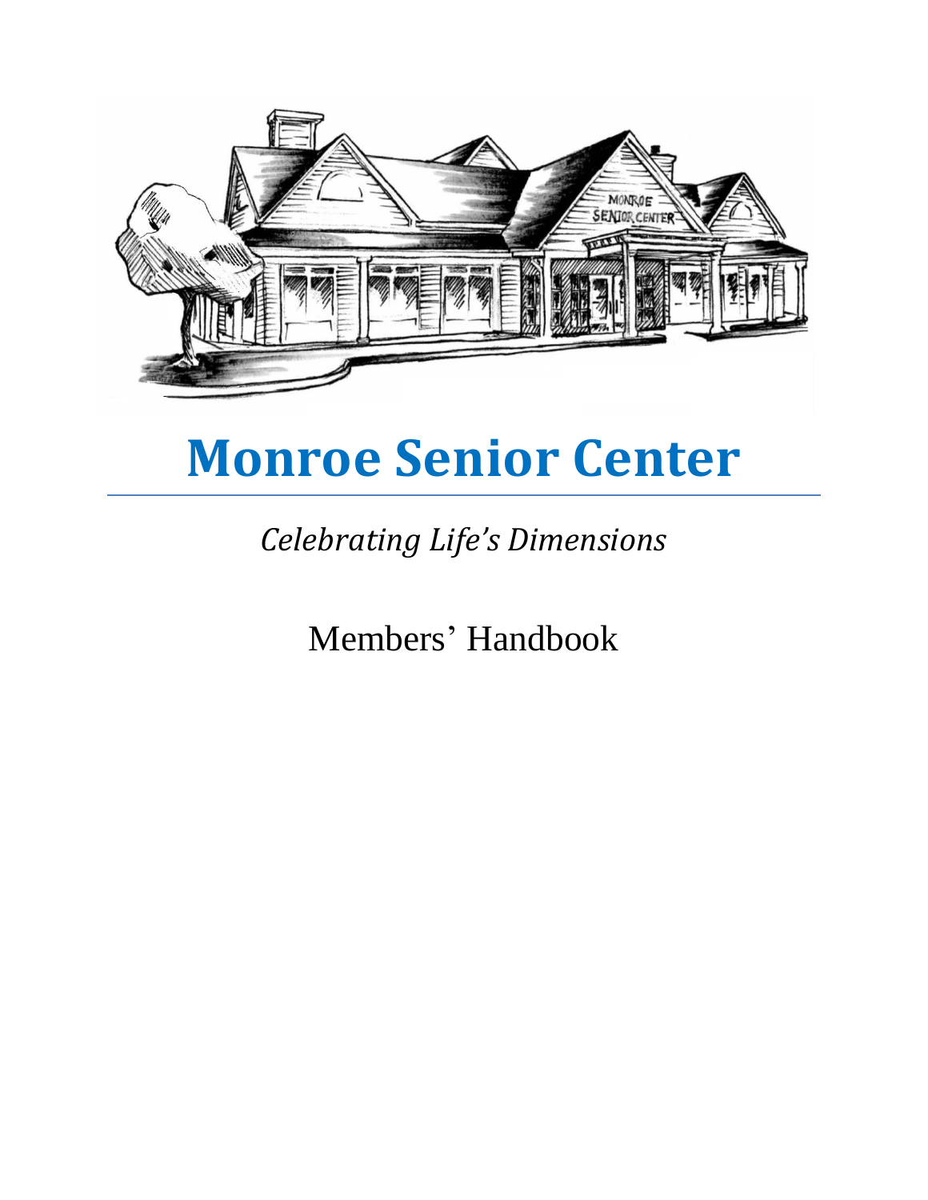# Monroe Senior Center

*Celebrating Life's Dimensions*

Members' Handbook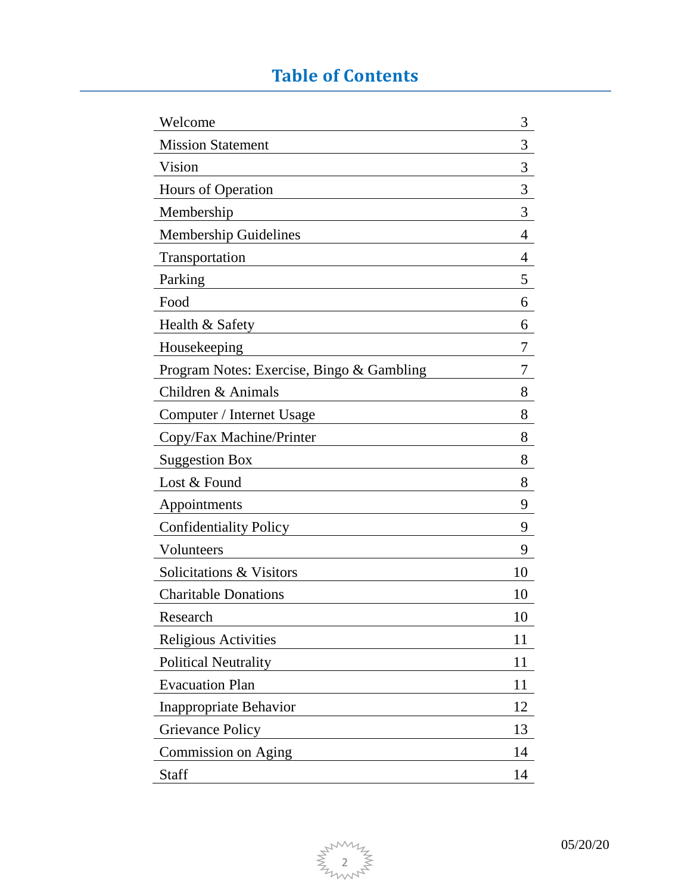## Table of Contents

| | |
|---|---|
| Welcome | 3 |
| Mission Statement | 3 |
| Vision | 3 |
| Hours of Operation | 3 |
| Membership | 3 |
| Membership Guidelines | 4 |
| Transportation | 4 |
| Parking | 5 |
| Food | 6 |
| Health & Safety | 6 |
| Housekeeping | 7 |
| Program Notes: Exercise, Bingo & Gambling | 7 |
| Children & Animals | 8 |
| Computer / Internet Usage | 8 |
| Copy/Fax Machine/Printer | 8 |
| Suggestion Box | 8 |
| Lost & Found | 8 |
| Appointments | 9 |
| Confidentiality Policy | 9 |
| Volunteers | 9 |
| Solicitations & Visitors | 10 |
| Charitable Donations | 10 |
| Research | 10 |
| Religious Activities | 11 |
| Political Neutrality | 11 |
| Evacuation Plan | 11 |
| Inappropriate Behavior | 12 |
| Grievance Policy | 13 |
| Commission on Aging | 14 |
| Staff | 14 |

05/20/20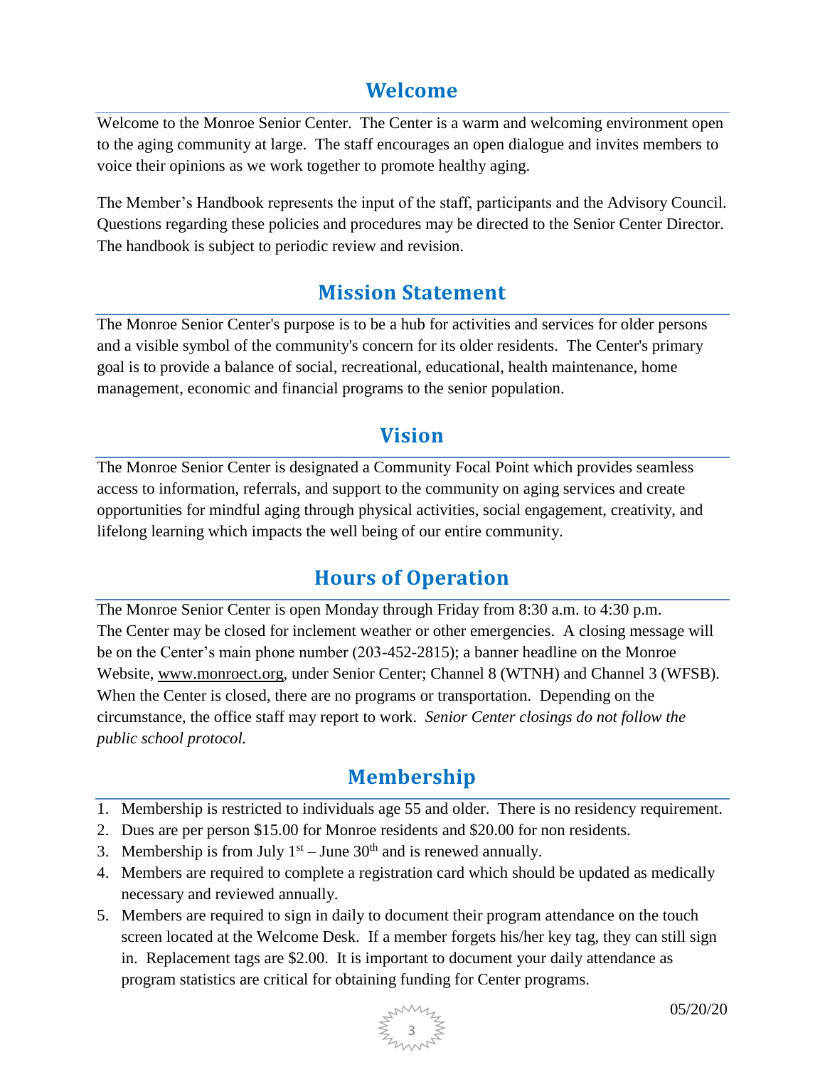## Welcome

Welcome to the Monroe Senior Center. The Center is a warm and welcoming environment open to the aging community at large. The staff encourages an open dialogue and invites members to voice their opinions as we work together to promote healthy aging.

The Member's Handbook represents the input of the staff, participants and the Advisory Council. Questions regarding these policies and procedures may be directed to the Senior Center Director. The handbook is subject to periodic review and revision.

## Mission Statement

The Monroe Senior Center's purpose is to be a hub for activities and services for older persons and a visible symbol of the community's concern for its older residents. The Center's primary goal is to provide a balance of social, recreational, educational, health maintenance, home management, economic and financial programs to the senior population.

## Vision

The Monroe Senior Center is designated a Community Focal Point which provides seamless access to information, referrals, and support to the community on aging services and create opportunities for mindful aging through physical activities, social engagement, creativity, and lifelong learning which impacts the well being of our entire community.

## Hours of Operation

The Monroe Senior Center is open Monday through Friday from 8:30 a.m. to 4:30 p.m. The Center may be closed for inclement weather or other emergencies. A closing message will be on the Center's main phone number (203-452-2815); a banner headline on the Monroe Website, www.monroect.org, under Senior Center; Channel 8 (WTNH) and Channel 3 (WFSB). When the Center is closed, there are no programs or transportation. Depending on the circumstance, the office staff may report to work. *Senior Center closings do not follow the public school protocol.*

## Membership

1. Membership is restricted to individuals age 55 and older. There is no residency requirement.
2. Dues are per person $15.00 for Monroe residents and $20.00 for non residents.
3. Membership is from July 1st – June 30th and is renewed annually.
4. Members are required to complete a registration card which should be updated as medically necessary and reviewed annually.
5. Members are required to sign in daily to document their program attendance on the touch screen located at the Welcome Desk. If a member forgets his/her key tag, they can still sign in. Replacement tags are $2.00. It is important to document your daily attendance as program statistics are critical for obtaining funding for Center programs.

05/20/20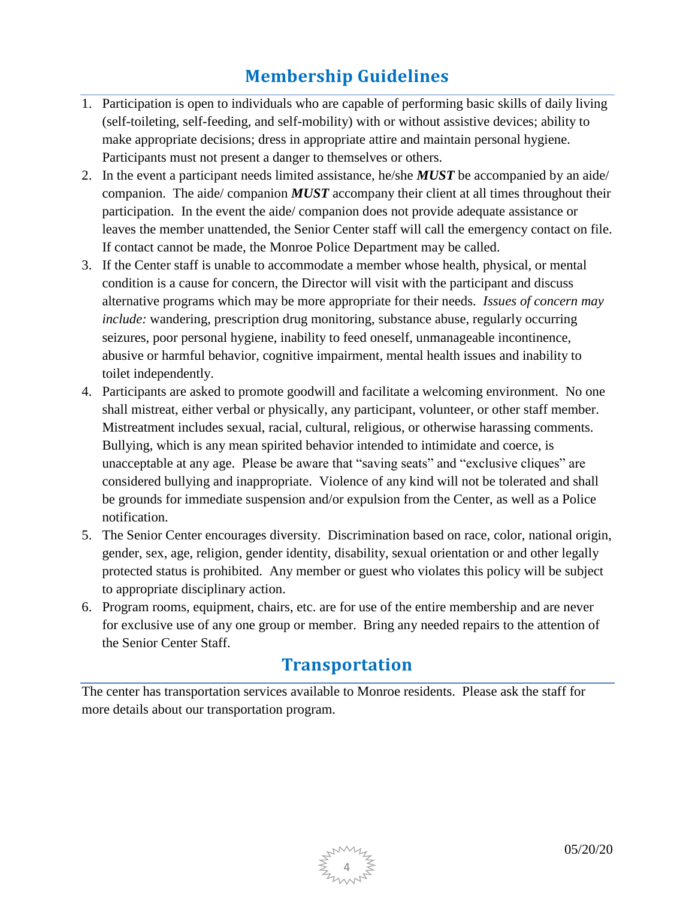## Membership Guidelines

1. Participation is open to individuals who are capable of performing basic skills of daily living (self-toileting, self-feeding, and self-mobility) with or without assistive devices; ability to make appropriate decisions; dress in appropriate attire and maintain personal hygiene. Participants must not present a danger to themselves or others.
2. In the event a participant needs limited assistance, he/she ***MUST*** be accompanied by an aide/ companion. The aide/ companion ***MUST*** accompany their client at all times throughout their participation. In the event the aide/ companion does not provide adequate assistance or leaves the member unattended, the Senior Center staff will call the emergency contact on file. If contact cannot be made, the Monroe Police Department may be called.
3. If the Center staff is unable to accommodate a member whose health, physical, or mental condition is a cause for concern, the Director will visit with the participant and discuss alternative programs which may be more appropriate for their needs. *Issues of concern may include:* wandering, prescription drug monitoring, substance abuse, regularly occurring seizures, poor personal hygiene, inability to feed oneself, unmanageable incontinence, abusive or harmful behavior, cognitive impairment, mental health issues and inability to toilet independently.
4. Participants are asked to promote goodwill and facilitate a welcoming environment. No one shall mistreat, either verbal or physically, any participant, volunteer, or other staff member. Mistreatment includes sexual, racial, cultural, religious, or otherwise harassing comments. Bullying, which is any mean spirited behavior intended to intimidate and coerce, is unacceptable at any age. Please be aware that "saving seats" and "exclusive cliques" are considered bullying and inappropriate. Violence of any kind will not be tolerated and shall be grounds for immediate suspension and/or expulsion from the Center, as well as a Police notification.
5. The Senior Center encourages diversity. Discrimination based on race, color, national origin, gender, sex, age, religion, gender identity, disability, sexual orientation or and other legally protected status is prohibited. Any member or guest who violates this policy will be subject to appropriate disciplinary action.
6. Program rooms, equipment, chairs, etc. are for use of the entire membership and are never for exclusive use of any one group or member. Bring any needed repairs to the attention of the Senior Center Staff.

## Transportation

The center has transportation services available to Monroe residents. Please ask the staff for more details about our transportation program.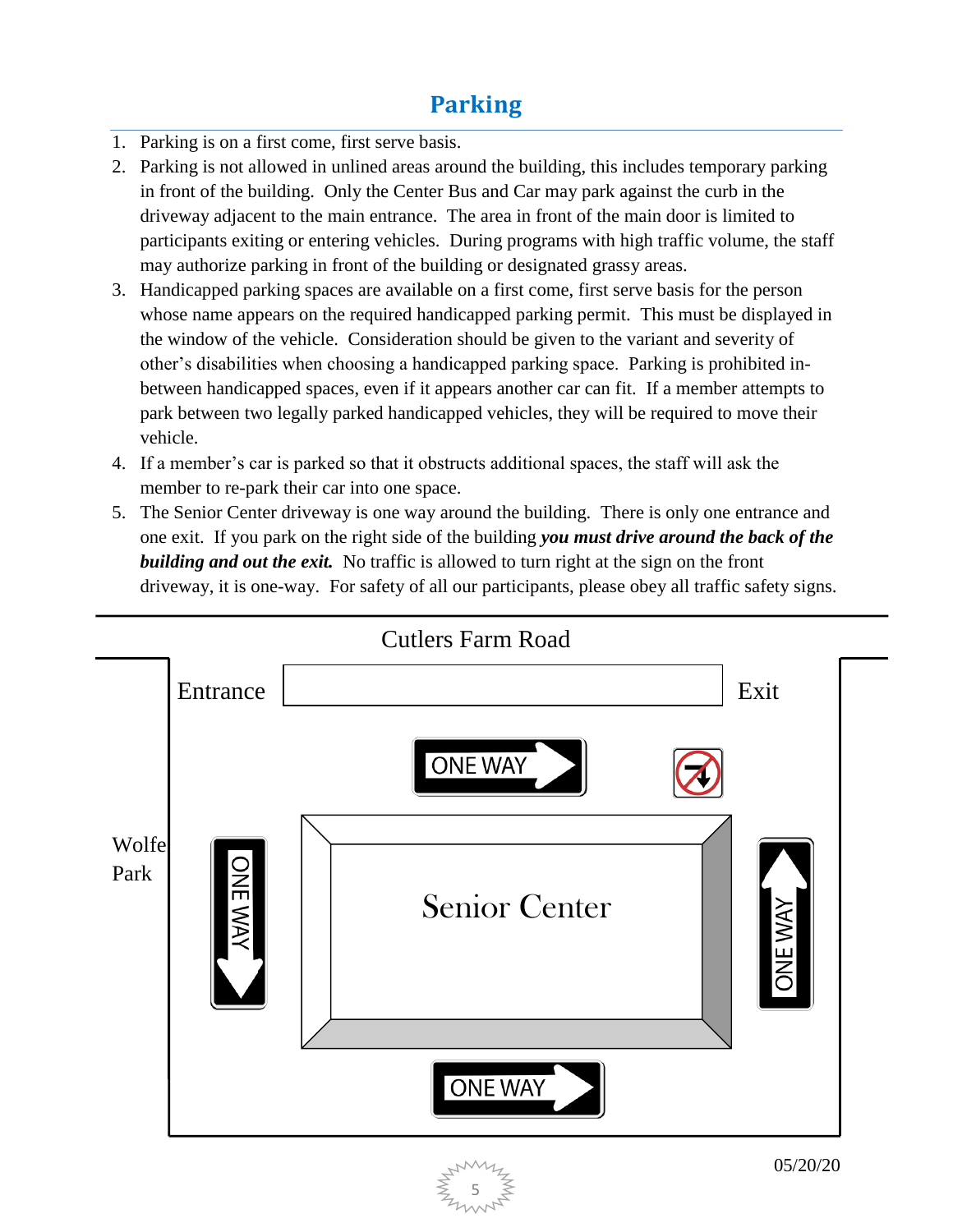## Parking

1. Parking is on a first come, first serve basis.
2. Parking is not allowed in unlined areas around the building, this includes temporary parking in front of the building. Only the Center Bus and Car may park against the curb in the driveway adjacent to the main entrance. The area in front of the main door is limited to participants exiting or entering vehicles. During programs with high traffic volume, the staff may authorize parking in front of the building or designated grassy areas.
3. Handicapped parking spaces are available on a first come, first serve basis for the person whose name appears on the required handicapped parking permit. This must be displayed in the window of the vehicle. Consideration should be given to the variant and severity of other's disabilities when choosing a handicapped parking space. Parking is prohibited in-between handicapped spaces, even if it appears another car can fit. If a member attempts to park between two legally parked handicapped vehicles, they will be required to move their vehicle.
4. If a member's car is parked so that it obstructs additional spaces, the staff will ask the member to re-park their car into one space.
5. The Senior Center driveway is one way around the building. There is only one entrance and one exit. If you park on the right side of the building ***you must drive around the back of the building and out the exit.*** No traffic is allowed to turn right at the sign on the front driveway, it is one-way. For safety of all our participants, please obey all traffic safety signs.

Cutlers Farm Road

Entrance

Exit

ONE WAY

Wolfe Park

ONE WAY

Senior Center

ONE WAY

ONE WAY

05/20/20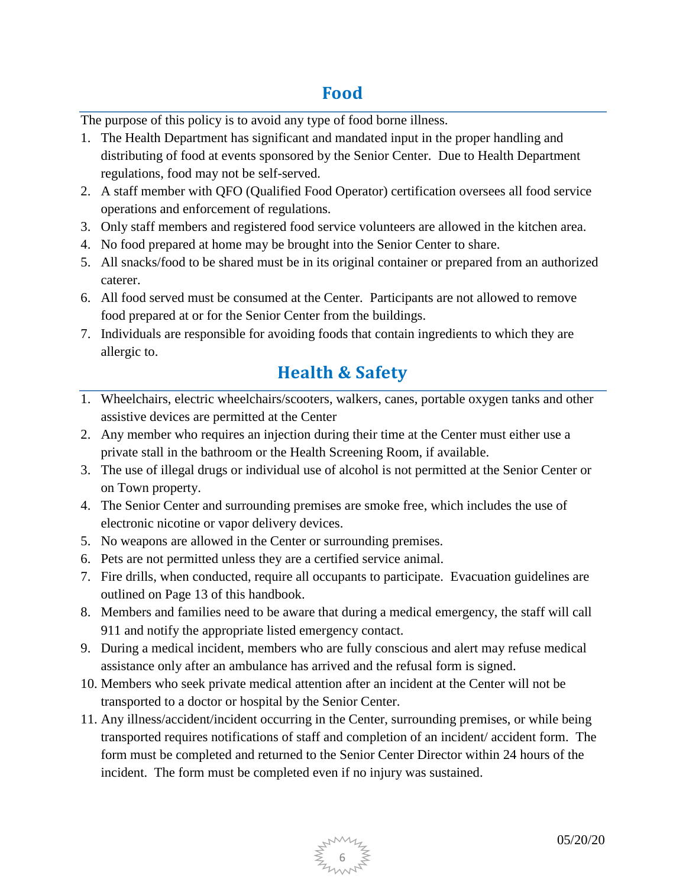## Food

The purpose of this policy is to avoid any type of food borne illness.

1. The Health Department has significant and mandated input in the proper handling and distributing of food at events sponsored by the Senior Center. Due to Health Department regulations, food may not be self-served.
2. A staff member with QFO (Qualified Food Operator) certification oversees all food service operations and enforcement of regulations.
3. Only staff members and registered food service volunteers are allowed in the kitchen area.
4. No food prepared at home may be brought into the Senior Center to share.
5. All snacks/food to be shared must be in its original container or prepared from an authorized caterer.
6. All food served must be consumed at the Center. Participants are not allowed to remove food prepared at or for the Senior Center from the buildings.
7. Individuals are responsible for avoiding foods that contain ingredients to which they are allergic to.

## Health & Safety

1. Wheelchairs, electric wheelchairs/scooters, walkers, canes, portable oxygen tanks and other assistive devices are permitted at the Center
2. Any member who requires an injection during their time at the Center must either use a private stall in the bathroom or the Health Screening Room, if available.
3. The use of illegal drugs or individual use of alcohol is not permitted at the Senior Center or on Town property.
4. The Senior Center and surrounding premises are smoke free, which includes the use of electronic nicotine or vapor delivery devices.
5. No weapons are allowed in the Center or surrounding premises.
6. Pets are not permitted unless they are a certified service animal.
7. Fire drills, when conducted, require all occupants to participate. Evacuation guidelines are outlined on Page 13 of this handbook.
8. Members and families need to be aware that during a medical emergency, the staff will call 911 and notify the appropriate listed emergency contact.
9. During a medical incident, members who are fully conscious and alert may refuse medical assistance only after an ambulance has arrived and the refusal form is signed.
10. Members who seek private medical attention after an incident at the Center will not be transported to a doctor or hospital by the Senior Center.
11. Any illness/accident/incident occurring in the Center, surrounding premises, or while being transported requires notifications of staff and completion of an incident/ accident form. The form must be completed and returned to the Senior Center Director within 24 hours of the incident. The form must be completed even if no injury was sustained.

05/20/20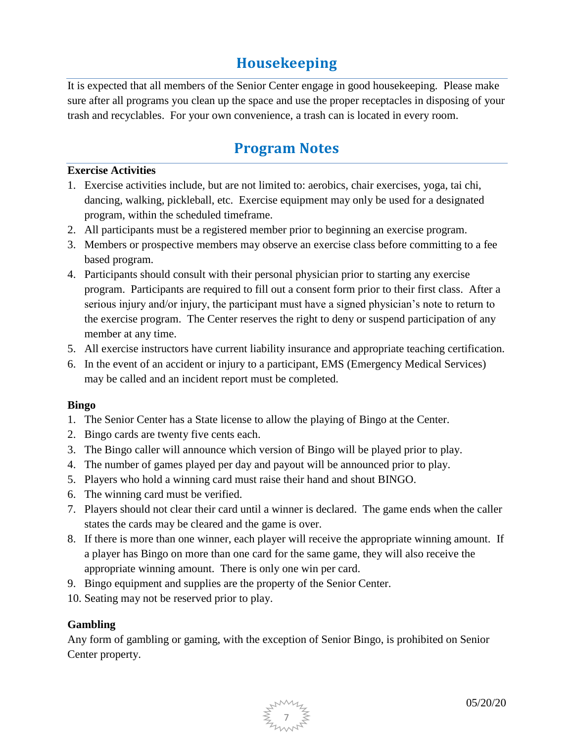## Housekeeping

It is expected that all members of the Senior Center engage in good housekeeping. Please make sure after all programs you clean up the space and use the proper receptacles in disposing of your trash and recyclables. For your own convenience, a trash can is located in every room.

## Program Notes

**Exercise Activities**

1. Exercise activities include, but are not limited to: aerobics, chair exercises, yoga, tai chi, dancing, walking, pickleball, etc. Exercise equipment may only be used for a designated program, within the scheduled timeframe.
2. All participants must be a registered member prior to beginning an exercise program.
3. Members or prospective members may observe an exercise class before committing to a fee based program.
4. Participants should consult with their personal physician prior to starting any exercise program. Participants are required to fill out a consent form prior to their first class. After a serious injury and/or injury, the participant must have a signed physician's note to return to the exercise program. The Center reserves the right to deny or suspend participation of any member at any time.
5. All exercise instructors have current liability insurance and appropriate teaching certification.
6. In the event of an accident or injury to a participant, EMS (Emergency Medical Services) may be called and an incident report must be completed.

**Bingo**

1. The Senior Center has a State license to allow the playing of Bingo at the Center.
2. Bingo cards are twenty five cents each.
3. The Bingo caller will announce which version of Bingo will be played prior to play.
4. The number of games played per day and payout will be announced prior to play.
5. Players who hold a winning card must raise their hand and shout BINGO.
6. The winning card must be verified.
7. Players should not clear their card until a winner is declared. The game ends when the caller states the cards may be cleared and the game is over.
8. If there is more than one winner, each player will receive the appropriate winning amount. If a player has Bingo on more than one card for the same game, they will also receive the appropriate winning amount. There is only one win per card.
9. Bingo equipment and supplies are the property of the Senior Center.
10. Seating may not be reserved prior to play.

**Gambling**

Any form of gambling or gaming, with the exception of Senior Bingo, is prohibited on Senior Center property.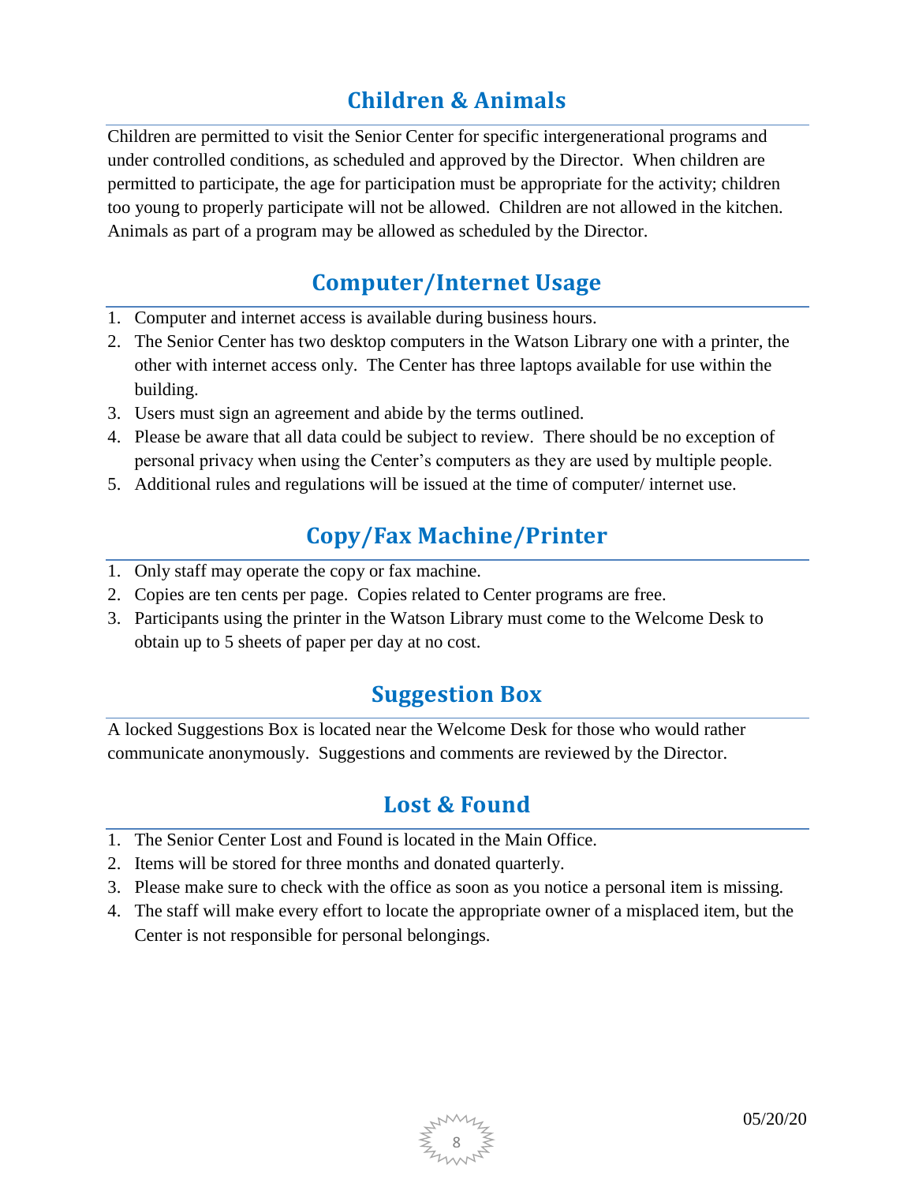## Children & Animals

Children are permitted to visit the Senior Center for specific intergenerational programs and under controlled conditions, as scheduled and approved by the Director. When children are permitted to participate, the age for participation must be appropriate for the activity; children too young to properly participate will not be allowed. Children are not allowed in the kitchen. Animals as part of a program may be allowed as scheduled by the Director.

## Computer/Internet Usage

1. Computer and internet access is available during business hours.
2. The Senior Center has two desktop computers in the Watson Library one with a printer, the other with internet access only. The Center has three laptops available for use within the building.
3. Users must sign an agreement and abide by the terms outlined.
4. Please be aware that all data could be subject to review. There should be no exception of personal privacy when using the Center's computers as they are used by multiple people.
5. Additional rules and regulations will be issued at the time of computer/ internet use.

## Copy/Fax Machine/Printer

1. Only staff may operate the copy or fax machine.
2. Copies are ten cents per page. Copies related to Center programs are free.
3. Participants using the printer in the Watson Library must come to the Welcome Desk to obtain up to 5 sheets of paper per day at no cost.

## Suggestion Box

A locked Suggestions Box is located near the Welcome Desk for those who would rather communicate anonymously. Suggestions and comments are reviewed by the Director.

## Lost & Found

1. The Senior Center Lost and Found is located in the Main Office.
2. Items will be stored for three months and donated quarterly.
3. Please make sure to check with the office as soon as you notice a personal item is missing.
4. The staff will make every effort to locate the appropriate owner of a misplaced item, but the Center is not responsible for personal belongings.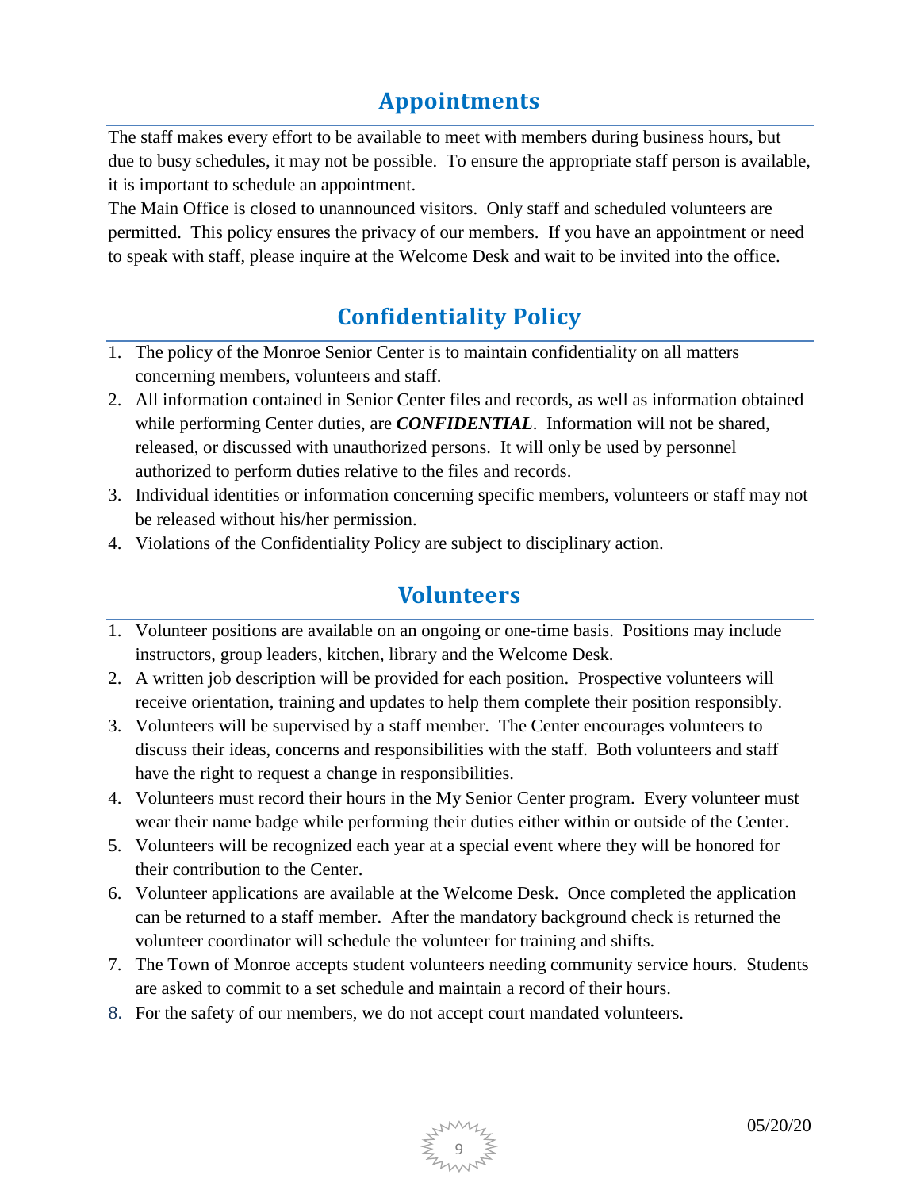## Appointments

The staff makes every effort to be available to meet with members during business hours, but due to busy schedules, it may not be possible. To ensure the appropriate staff person is available, it is important to schedule an appointment.

The Main Office is closed to unannounced visitors. Only staff and scheduled volunteers are permitted. This policy ensures the privacy of our members. If you have an appointment or need to speak with staff, please inquire at the Welcome Desk and wait to be invited into the office.

## Confidentiality Policy

1. The policy of the Monroe Senior Center is to maintain confidentiality on all matters concerning members, volunteers and staff.
2. All information contained in Senior Center files and records, as well as information obtained while performing Center duties, are ***CONFIDENTIAL***. Information will not be shared, released, or discussed with unauthorized persons. It will only be used by personnel authorized to perform duties relative to the files and records.
3. Individual identities or information concerning specific members, volunteers or staff may not be released without his/her permission.
4. Violations of the Confidentiality Policy are subject to disciplinary action.

## Volunteers

1. Volunteer positions are available on an ongoing or one-time basis. Positions may include instructors, group leaders, kitchen, library and the Welcome Desk.
2. A written job description will be provided for each position. Prospective volunteers will receive orientation, training and updates to help them complete their position responsibly.
3. Volunteers will be supervised by a staff member. The Center encourages volunteers to discuss their ideas, concerns and responsibilities with the staff. Both volunteers and staff have the right to request a change in responsibilities.
4. Volunteers must record their hours in the My Senior Center program. Every volunteer must wear their name badge while performing their duties either within or outside of the Center.
5. Volunteers will be recognized each year at a special event where they will be honored for their contribution to the Center.
6. Volunteer applications are available at the Welcome Desk. Once completed the application can be returned to a staff member. After the mandatory background check is returned the volunteer coordinator will schedule the volunteer for training and shifts.
7. The Town of Monroe accepts student volunteers needing community service hours. Students are asked to commit to a set schedule and maintain a record of their hours.
8. For the safety of our members, we do not accept court mandated volunteers.

05/20/20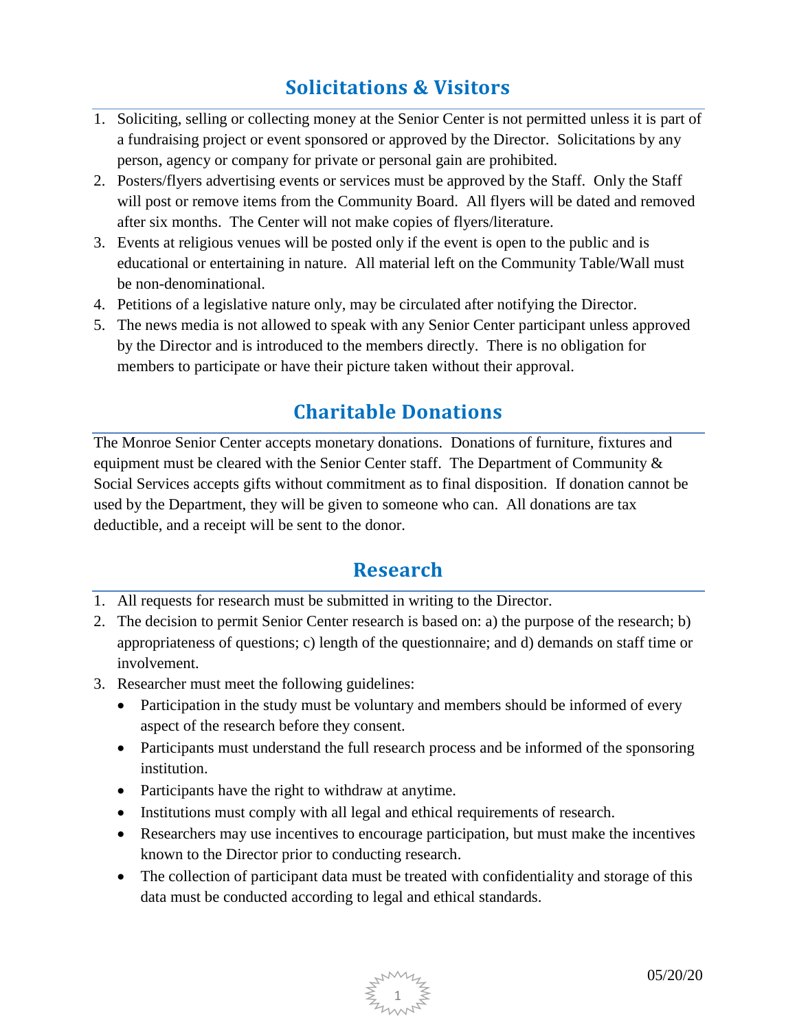## Solicitations & Visitors

1. Soliciting, selling or collecting money at the Senior Center is not permitted unless it is part of a fundraising project or event sponsored or approved by the Director. Solicitations by any person, agency or company for private or personal gain are prohibited.
2. Posters/flyers advertising events or services must be approved by the Staff. Only the Staff will post or remove items from the Community Board. All flyers will be dated and removed after six months. The Center will not make copies of flyers/literature.
3. Events at religious venues will be posted only if the event is open to the public and is educational or entertaining in nature. All material left on the Community Table/Wall must be non-denominational.
4. Petitions of a legislative nature only, may be circulated after notifying the Director.
5. The news media is not allowed to speak with any Senior Center participant unless approved by the Director and is introduced to the members directly. There is no obligation for members to participate or have their picture taken without their approval.

## Charitable Donations

The Monroe Senior Center accepts monetary donations. Donations of furniture, fixtures and equipment must be cleared with the Senior Center staff. The Department of Community & Social Services accepts gifts without commitment as to final disposition. If donation cannot be used by the Department, they will be given to someone who can. All donations are tax deductible, and a receipt will be sent to the donor.

## Research

1. All requests for research must be submitted in writing to the Director.
2. The decision to permit Senior Center research is based on: a) the purpose of the research; b) appropriateness of questions; c) length of the questionnaire; and d) demands on staff time or involvement.
3. Researcher must meet the following guidelines:
   - Participation in the study must be voluntary and members should be informed of every aspect of the research before they consent.
   - Participants must understand the full research process and be informed of the sponsoring institution.
   - Participants have the right to withdraw at anytime.
   - Institutions must comply with all legal and ethical requirements of research.
   - Researchers may use incentives to encourage participation, but must make the incentives known to the Director prior to conducting research.
   - The collection of participant data must be treated with confidentiality and storage of this data must be conducted according to legal and ethical standards.

05/20/20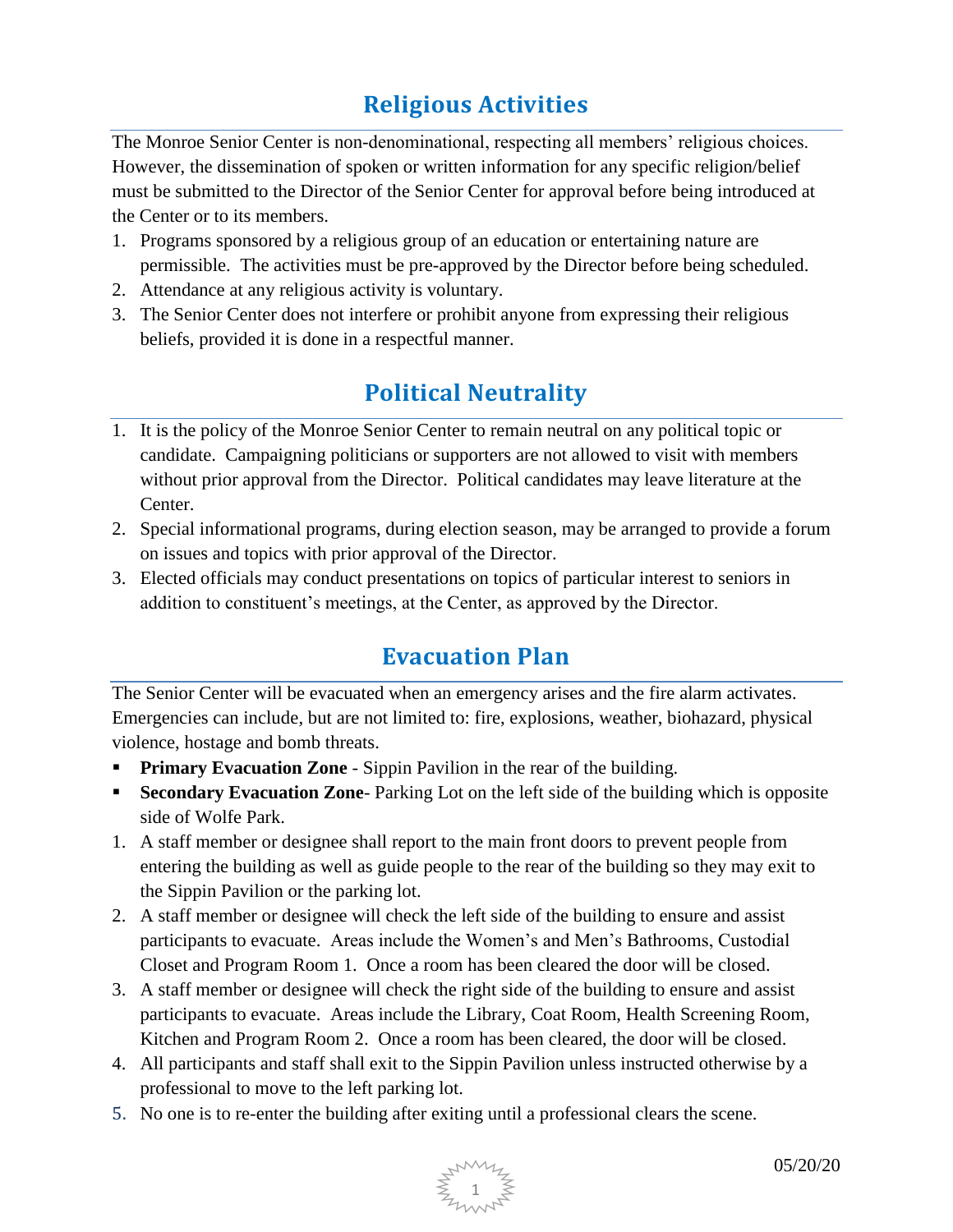## Religious Activities

The Monroe Senior Center is non-denominational, respecting all members' religious choices. However, the dissemination of spoken or written information for any specific religion/belief must be submitted to the Director of the Senior Center for approval before being introduced at the Center or to its members.

1. Programs sponsored by a religious group of an education or entertaining nature are permissible. The activities must be pre-approved by the Director before being scheduled.
2. Attendance at any religious activity is voluntary.
3. The Senior Center does not interfere or prohibit anyone from expressing their religious beliefs, provided it is done in a respectful manner.

## Political Neutrality

1. It is the policy of the Monroe Senior Center to remain neutral on any political topic or candidate. Campaigning politicians or supporters are not allowed to visit with members without prior approval from the Director. Political candidates may leave literature at the Center.
2. Special informational programs, during election season, may be arranged to provide a forum on issues and topics with prior approval of the Director.
3. Elected officials may conduct presentations on topics of particular interest to seniors in addition to constituent's meetings, at the Center, as approved by the Director.

## Evacuation Plan

The Senior Center will be evacuated when an emergency arises and the fire alarm activates. Emergencies can include, but are not limited to: fire, explosions, weather, biohazard, physical violence, hostage and bomb threats.

- **Primary Evacuation Zone** - Sippin Pavilion in the rear of the building.
- **Secondary Evacuation Zone**- Parking Lot on the left side of the building which is opposite side of Wolfe Park.

1. A staff member or designee shall report to the main front doors to prevent people from entering the building as well as guide people to the rear of the building so they may exit to the Sippin Pavilion or the parking lot.
2. A staff member or designee will check the left side of the building to ensure and assist participants to evacuate. Areas include the Women's and Men's Bathrooms, Custodial Closet and Program Room 1. Once a room has been cleared the door will be closed.
3. A staff member or designee will check the right side of the building to ensure and assist participants to evacuate. Areas include the Library, Coat Room, Health Screening Room, Kitchen and Program Room 2. Once a room has been cleared, the door will be closed.
4. All participants and staff shall exit to the Sippin Pavilion unless instructed otherwise by a professional to move to the left parking lot.
5. No one is to re-enter the building after exiting until a professional clears the scene.

05/20/20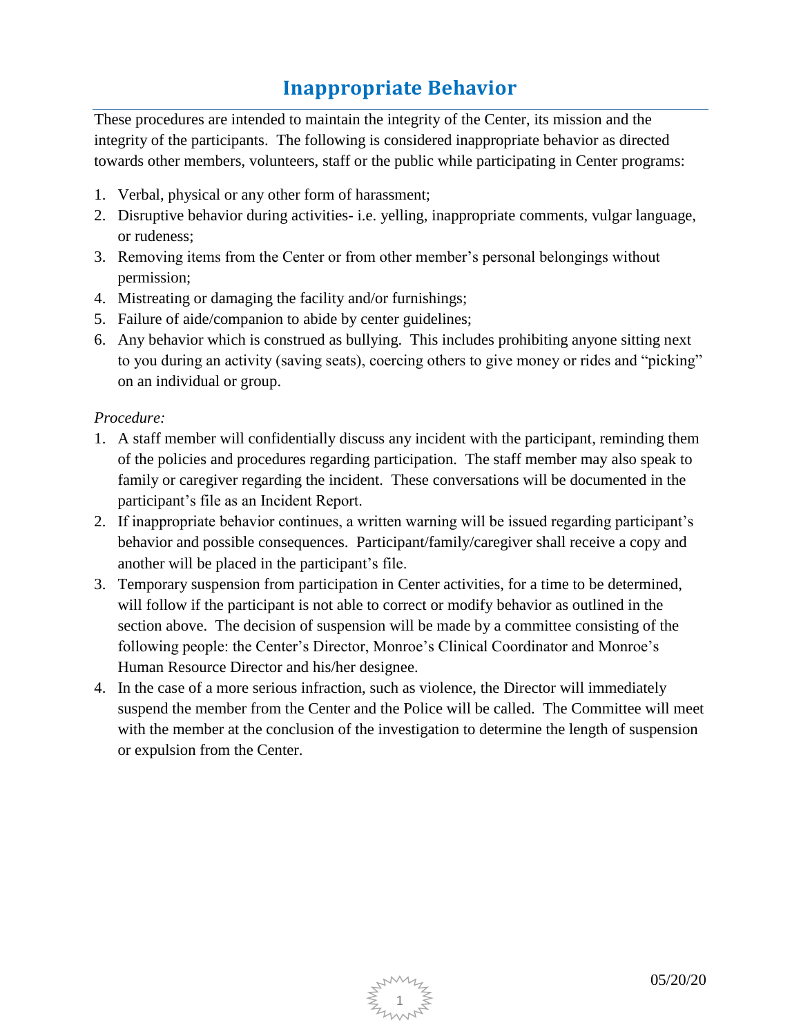# Inappropriate Behavior

These procedures are intended to maintain the integrity of the Center, its mission and the integrity of the participants. The following is considered inappropriate behavior as directed towards other members, volunteers, staff or the public while participating in Center programs:

1. Verbal, physical or any other form of harassment;
2. Disruptive behavior during activities- i.e. yelling, inappropriate comments, vulgar language, or rudeness;
3. Removing items from the Center or from other member's personal belongings without permission;
4. Mistreating or damaging the facility and/or furnishings;
5. Failure of aide/companion to abide by center guidelines;
6. Any behavior which is construed as bullying. This includes prohibiting anyone sitting next to you during an activity (saving seats), coercing others to give money or rides and "picking" on an individual or group.

*Procedure:*

1. A staff member will confidentially discuss any incident with the participant, reminding them of the policies and procedures regarding participation. The staff member may also speak to family or caregiver regarding the incident. These conversations will be documented in the participant's file as an Incident Report.
2. If inappropriate behavior continues, a written warning will be issued regarding participant's behavior and possible consequences. Participant/family/caregiver shall receive a copy and another will be placed in the participant's file.
3. Temporary suspension from participation in Center activities, for a time to be determined, will follow if the participant is not able to correct or modify behavior as outlined in the section above. The decision of suspension will be made by a committee consisting of the following people: the Center's Director, Monroe's Clinical Coordinator and Monroe's Human Resource Director and his/her designee.
4. In the case of a more serious infraction, such as violence, the Director will immediately suspend the member from the Center and the Police will be called. The Committee will meet with the member at the conclusion of the investigation to determine the length of suspension or expulsion from the Center.

05/20/20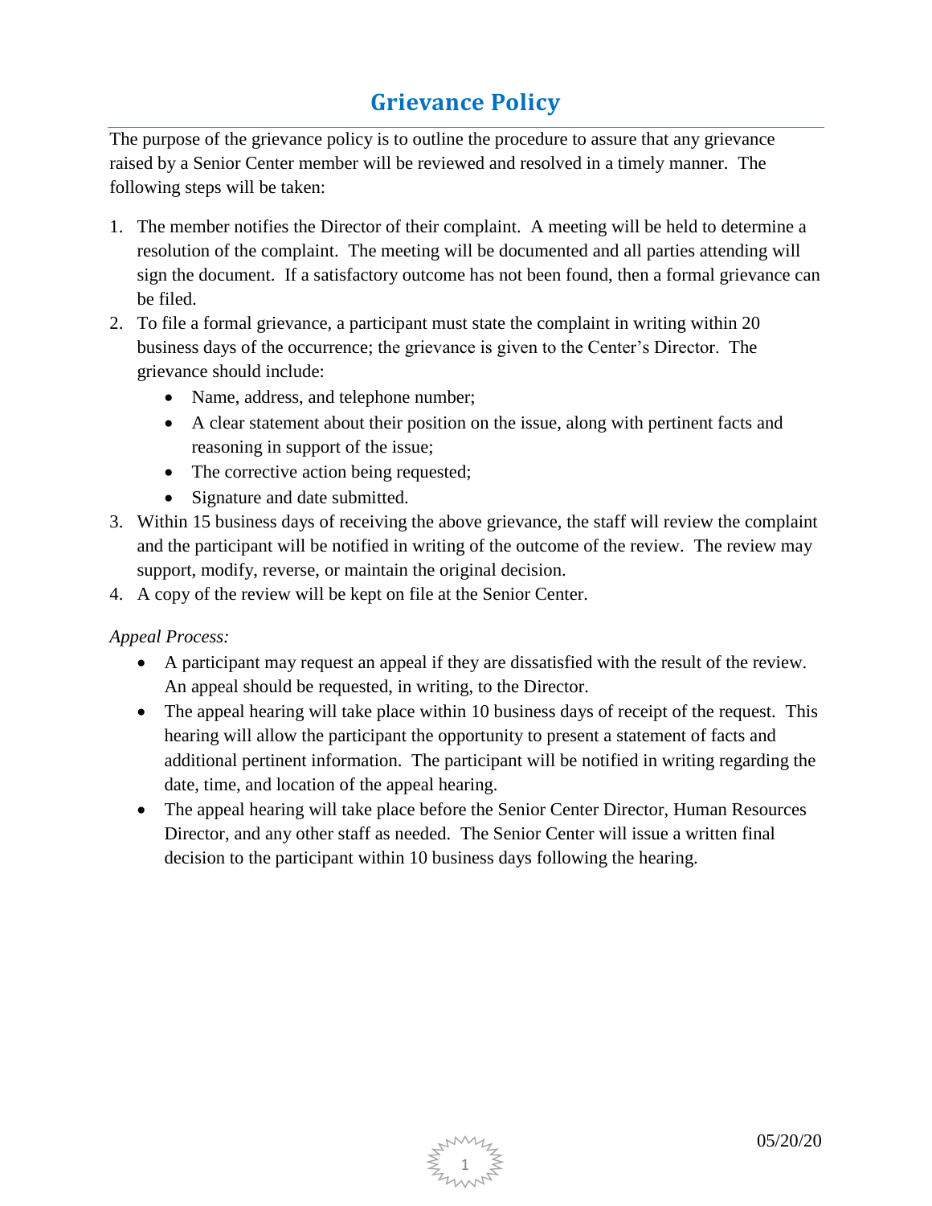# Grievance Policy

The purpose of the grievance policy is to outline the procedure to assure that any grievance raised by a Senior Center member will be reviewed and resolved in a timely manner. The following steps will be taken:

1. The member notifies the Director of their complaint. A meeting will be held to determine a resolution of the complaint. The meeting will be documented and all parties attending will sign the document. If a satisfactory outcome has not been found, then a formal grievance can be filed.
2. To file a formal grievance, a participant must state the complaint in writing within 20 business days of the occurrence; the grievance is given to the Center's Director. The grievance should include:
   - Name, address, and telephone number;
   - A clear statement about their position on the issue, along with pertinent facts and reasoning in support of the issue;
   - The corrective action being requested;
   - Signature and date submitted.
3. Within 15 business days of receiving the above grievance, the staff will review the complaint and the participant will be notified in writing of the outcome of the review. The review may support, modify, reverse, or maintain the original decision.
4. A copy of the review will be kept on file at the Senior Center.

*Appeal Process:*

- A participant may request an appeal if they are dissatisfied with the result of the review. An appeal should be requested, in writing, to the Director.
- The appeal hearing will take place within 10 business days of receipt of the request. This hearing will allow the participant the opportunity to present a statement of facts and additional pertinent information. The participant will be notified in writing regarding the date, time, and location of the appeal hearing.
- The appeal hearing will take place before the Senior Center Director, Human Resources Director, and any other staff as needed. The Senior Center will issue a written final decision to the participant within 10 business days following the hearing.

05/20/20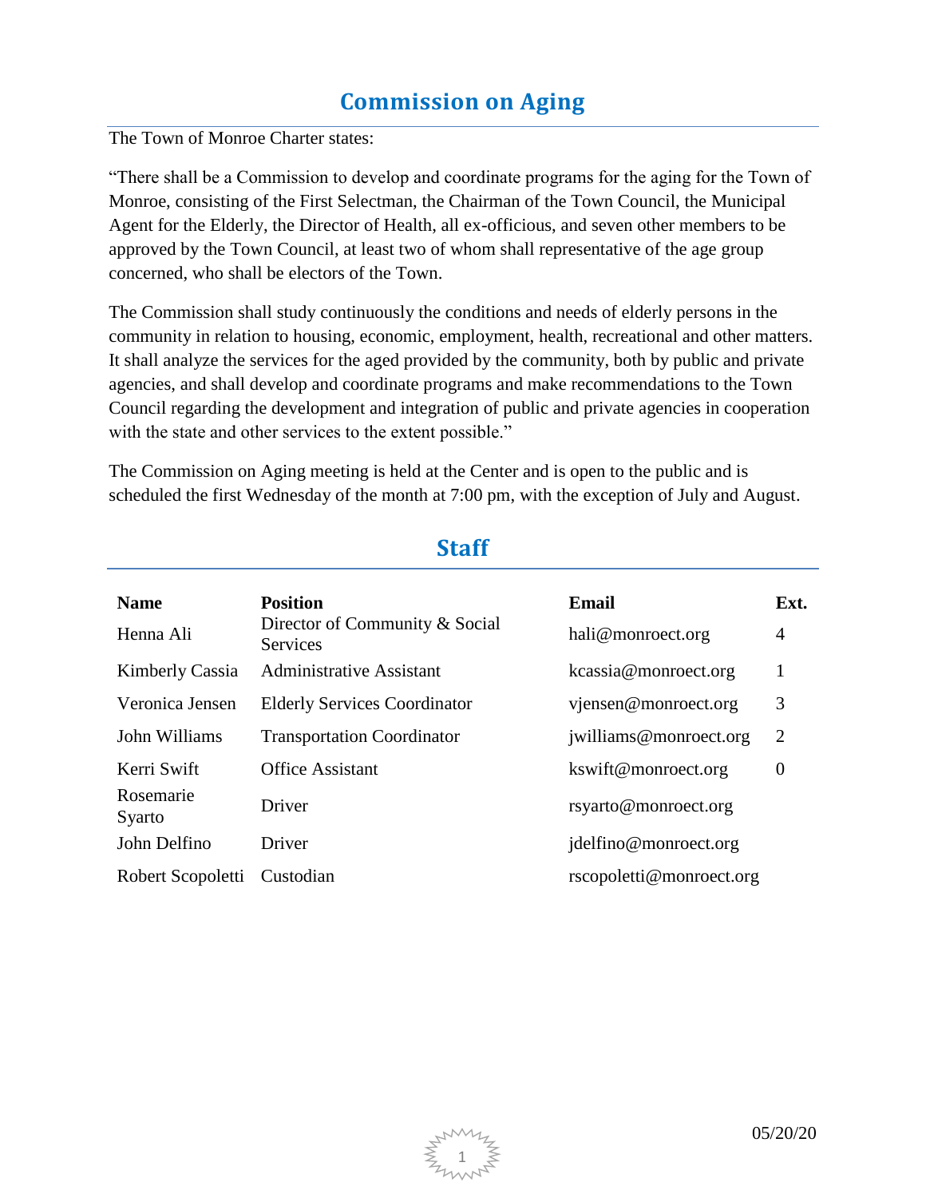## Commission on Aging

The Town of Monroe Charter states:

"There shall be a Commission to develop and coordinate programs for the aging for the Town of Monroe, consisting of the First Selectman, the Chairman of the Town Council, the Municipal Agent for the Elderly, the Director of Health, all ex-officious, and seven other members to be approved by the Town Council, at least two of whom shall representative of the age group concerned, who shall be electors of the Town.

The Commission shall study continuously the conditions and needs of elderly persons in the community in relation to housing, economic, employment, health, recreational and other matters. It shall analyze the services for the aged provided by the community, both by public and private agencies, and shall develop and coordinate programs and make recommendations to the Town Council regarding the development and integration of public and private agencies in cooperation with the state and other services to the extent possible."

The Commission on Aging meeting is held at the Center and is open to the public and is scheduled the first Wednesday of the month at 7:00 pm, with the exception of July and August.

## Staff

| Name | Position | Email | Ext. |
|---|---|---|---|
| Henna Ali | Director of Community & Social Services | hali@monroect.org | 4 |
| Kimberly Cassia | Administrative Assistant | kcassia@monroect.org | 1 |
| Veronica Jensen | Elderly Services Coordinator | vjensen@monroect.org | 3 |
| John Williams | Transportation Coordinator | jwilliams@monroect.org | 2 |
| Kerri Swift | Office Assistant | kswift@monroect.org | 0 |
| Rosemarie Syarto | Driver | rsyarto@monroect.org | |
| John Delfino | Driver | jdelfino@monroect.org | |
| Robert Scopoletti | Custodian | rscopoletti@monroect.org | |

05/20/20